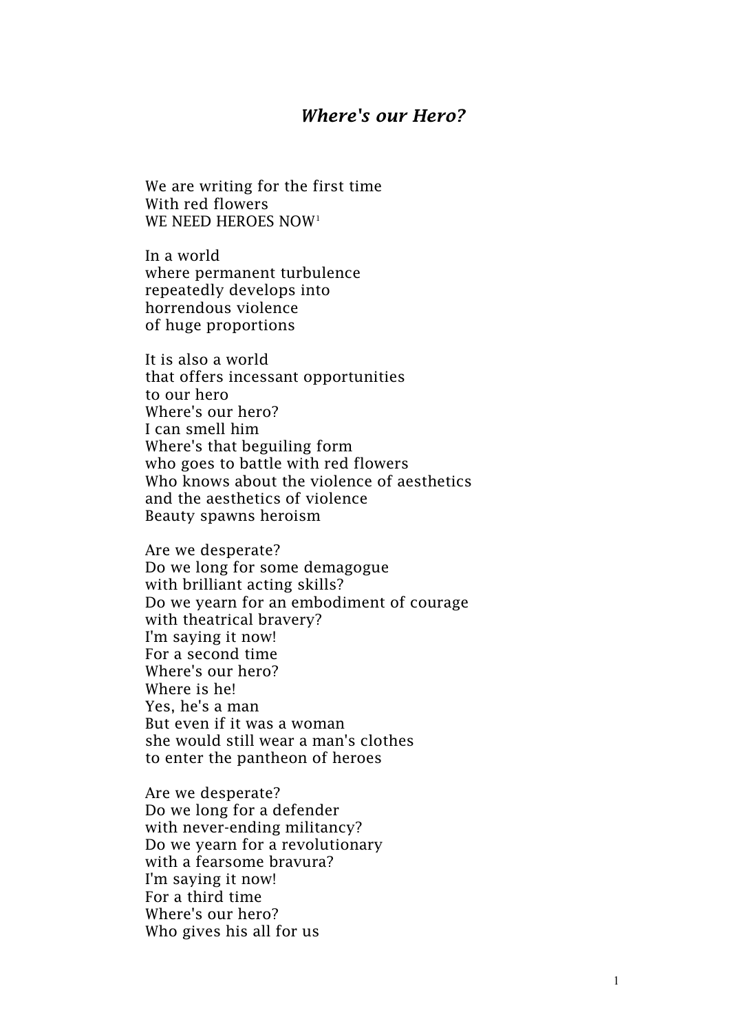# *Where's our Hero?*

We are writing for the first time
With red flowers
WE NEED HEROES NOW[1]

In a world
where permanent turbulence
repeatedly develops into
horrendous violence
of huge proportions

It is also a world
that offers incessant opportunities
to our hero
Where's our hero?
I can smell him
Where's that beguiling form
who goes to battle with red flowers
Who knows about the violence of aesthetics
and the aesthetics of violence
Beauty spawns heroism

Are we desperate?
Do we long for some demagogue
with brilliant acting skills?
Do we yearn for an embodiment of courage
with theatrical bravery?
I'm saying it now!
For a second time
Where's our hero?
Where is he!
Yes, he's a man
But even if it was a woman
she would still wear a man's clothes
to enter the pantheon of heroes

Are we desperate?
Do we long for a defender
with never-ending militancy?
Do we yearn for a revolutionary
with a fearsome bravura?
I'm saying it now!
For a third time
Where's our hero?
Who gives his all for us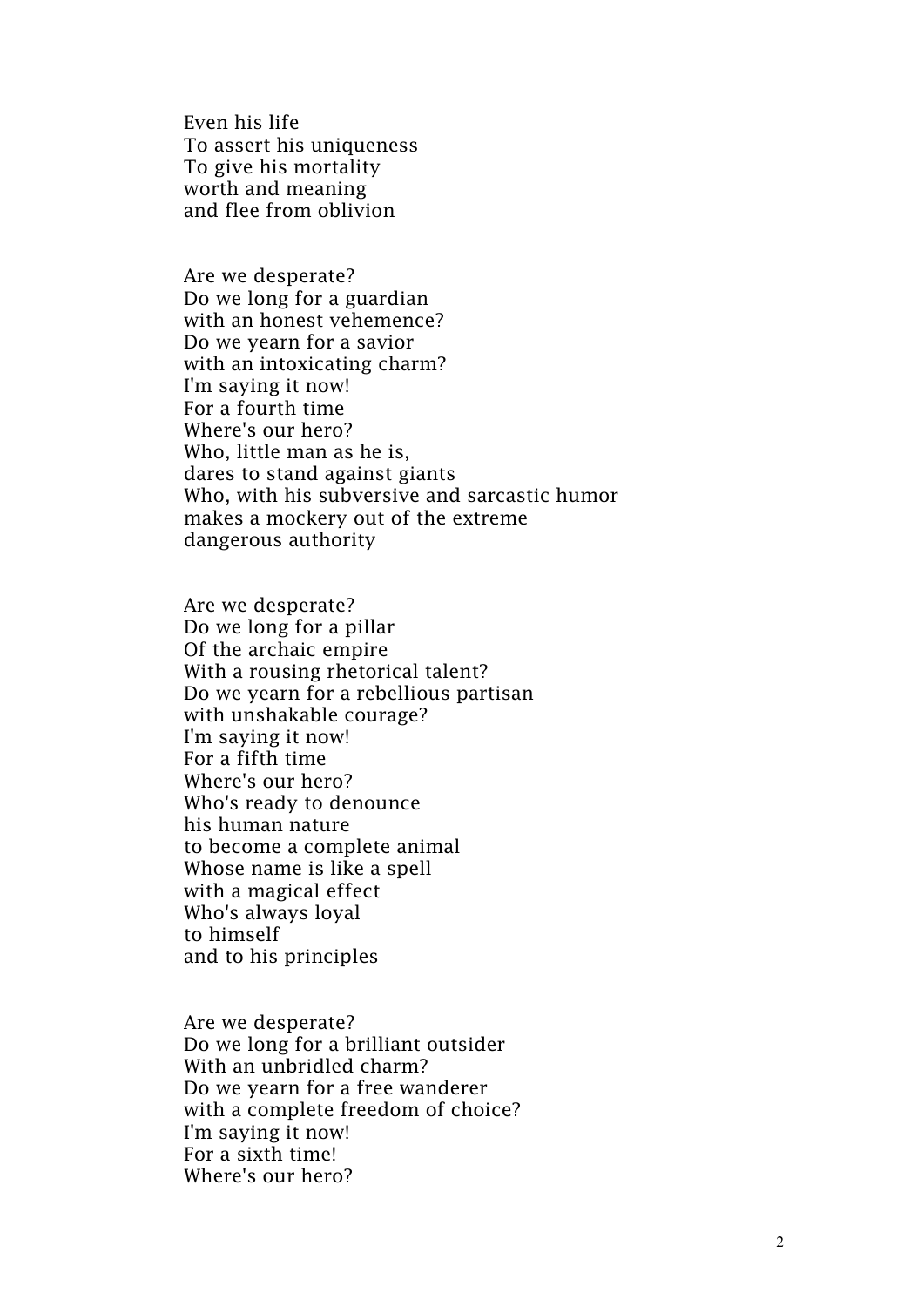Even his life
To assert his uniqueness
To give his mortality
worth and meaning
and flee from oblivion

Are we desperate?
Do we long for a guardian
with an honest vehemence?
Do we yearn for a savior
with an intoxicating charm?
I'm saying it now!
For a fourth time
Where's our hero?
Who, little man as he is,
dares to stand against giants
Who, with his subversive and sarcastic humor
makes a mockery out of the extreme
dangerous authority

Are we desperate?
Do we long for a pillar
Of the archaic empire
With a rousing rhetorical talent?
Do we yearn for a rebellious partisan
with unshakable courage?
I'm saying it now!
For a fifth time
Where's our hero?
Who's ready to denounce
his human nature
to become a complete animal
Whose name is like a spell
with a magical effect
Who's always loyal
to himself
and to his principles

Are we desperate?
Do we long for a brilliant outsider
With an unbridled charm?
Do we yearn for a free wanderer
with a complete freedom of choice?
I'm saying it now!
For a sixth time!
Where's our hero?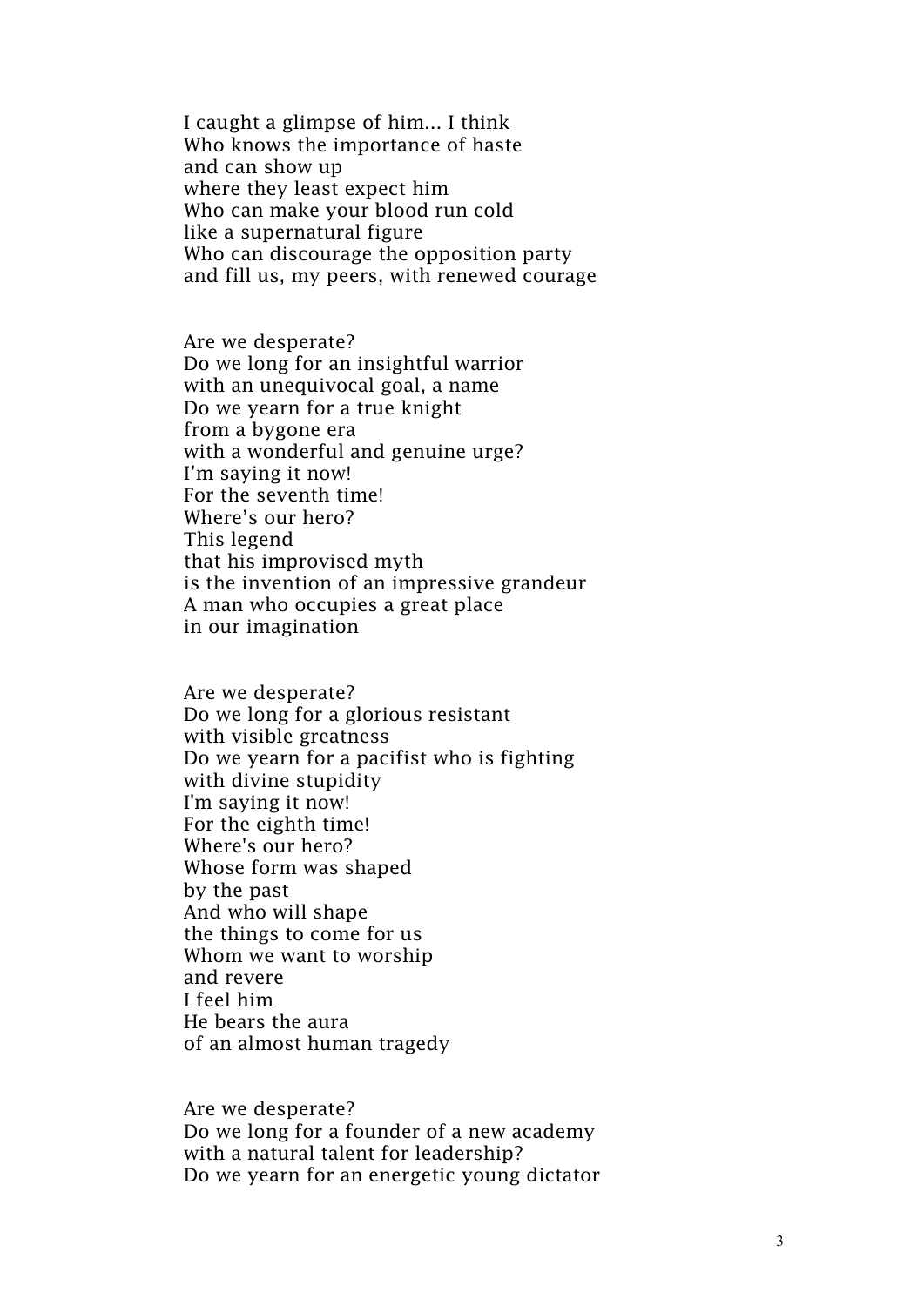I caught a glimpse of him... I think  
Who knows the importance of haste  
and can show up  
where they least expect him  
Who can make your blood run cold  
like a supernatural figure  
Who can discourage the opposition party  
and fill us, my peers, with renewed courage

Are we desperate?  
Do we long for an insightful warrior  
with an unequivocal goal, a name  
Do we yearn for a true knight  
from a bygone era  
with a wonderful and genuine urge?  
I'm saying it now!  
For the seventh time!  
Where's our hero?  
This legend  
that his improvised myth  
is the invention of an impressive grandeur  
A man who occupies a great place  
in our imagination

Are we desperate?  
Do we long for a glorious resistant  
with visible greatness  
Do we yearn for a pacifist who is fighting  
with divine stupidity  
I'm saying it now!  
For the eighth time!  
Where's our hero?  
Whose form was shaped  
by the past  
And who will shape  
the things to come for us  
Whom we want to worship  
and revere  
I feel him  
He bears the aura  
of an almost human tragedy

Are we desperate?  
Do we long for a founder of a new academy  
with a natural talent for leadership?  
Do we yearn for an energetic young dictator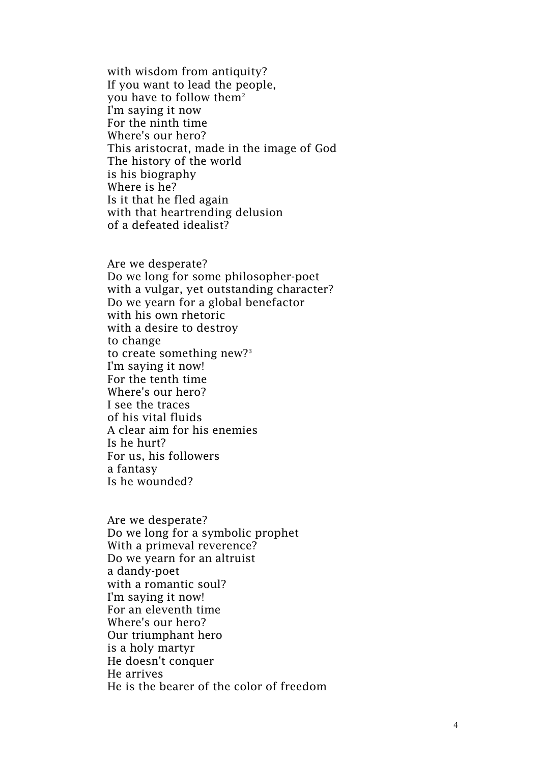with wisdom from antiquity?  
If you want to lead the people,  
you have to follow them[2]  
I'm saying it now  
For the ninth time  
Where's our hero?  
This aristocrat, made in the image of God  
The history of the world  
is his biography  
Where is he?  
Is it that he fled again  
with that heartrending delusion  
of a defeated idealist?

Are we desperate?  
Do we long for some philosopher-poet  
with a vulgar, yet outstanding character?  
Do we yearn for a global benefactor  
with his own rhetoric  
with a desire to destroy  
to change  
to create something new?[3]  
I'm saying it now!  
For the tenth time  
Where's our hero?  
I see the traces  
of his vital fluids  
A clear aim for his enemies  
Is he hurt?  
For us, his followers  
a fantasy  
Is he wounded?

Are we desperate?  
Do we long for a symbolic prophet  
With a primeval reverence?  
Do we yearn for an altruist  
a dandy-poet  
with a romantic soul?  
I'm saying it now!  
For an eleventh time  
Where's our hero?  
Our triumphant hero  
is a holy martyr  
He doesn't conquer  
He arrives  
He is the bearer of the color of freedom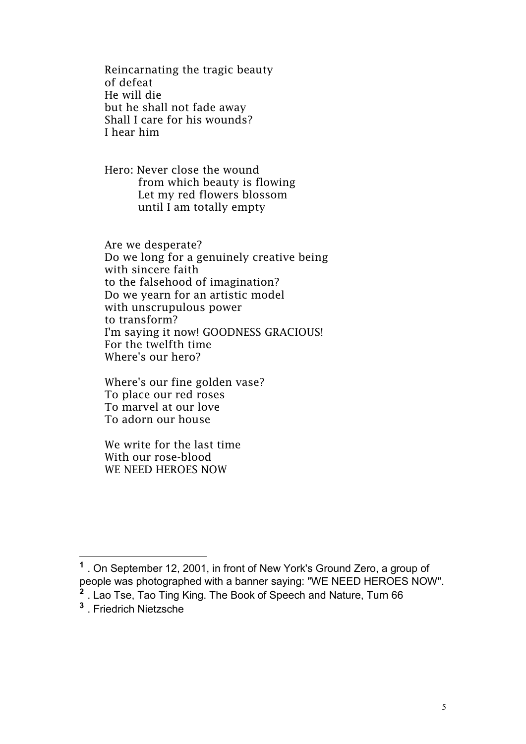Reincarnating the tragic beauty
of defeat
He will die
but he shall not fade away
Shall I care for his wounds?
I hear him

Hero: Never close the wound
from which beauty is flowing
Let my red flowers blossom
until I am totally empty

Are we desperate?
Do we long for a genuinely creative being
with sincere faith
to the falsehood of imagination?
Do we yearn for an artistic model
with unscrupulous power
to transform?
I'm saying it now! GOODNESS GRACIOUS!
For the twelfth time
Where's our hero?

Where's our fine golden vase?
To place our red roses
To marvel at our love
To adorn our house

We write for the last time
With our rose-blood
WE NEED HEROES NOW

---

[1] . On September 12, 2001, in front of New York's Ground Zero, a group of people was photographed with a banner saying: "WE NEED HEROES NOW".

[2] . Lao Tse, Tao Ting King. The Book of Speech and Nature, Turn 66

[3] . Friedrich Nietzsche